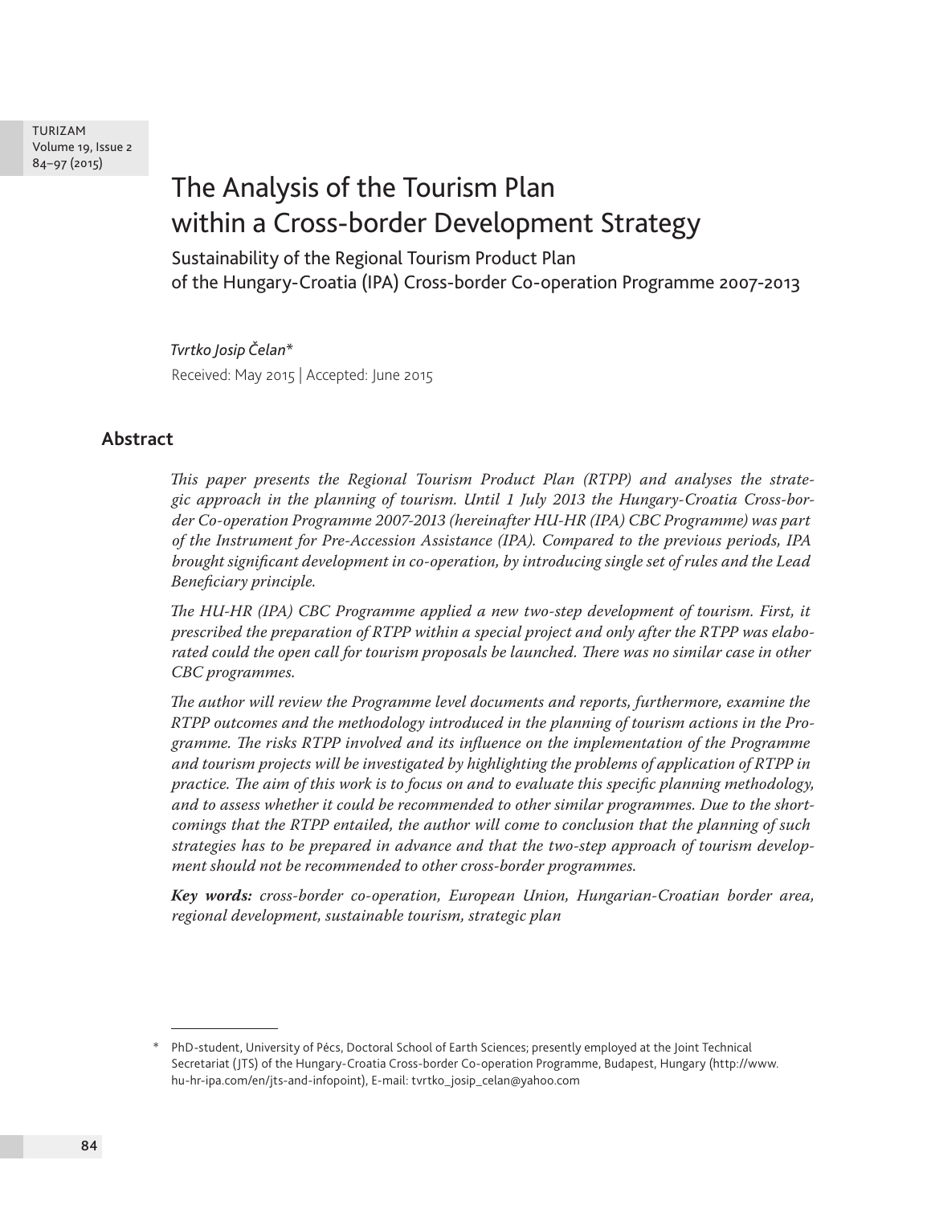# The Analysis of the Tourism Plan within a Cross-border Development Strategy

## Sustainability of the Regional Tourism Product Plan of the Hungary-Croatia (IPA) Cross-border Co-operation Programme 2007-2013

*Tvrtko Josip Čelan**

Received: May 2015 | Accepted: June 2015

## Abstract

*This paper presents the Regional Tourism Product Plan (RTPP) and analyses the strategic approach in the planning of tourism. Until 1 July 2013 the Hungary-Croatia Cross-border Co-operation Programme 2007-2013 (hereinafter HU-HR (IPA) CBC Programme) was part of the Instrument for Pre-Accession Assistance (IPA). Compared to the previous periods, IPA brought significant development in co-operation, by introducing single set of rules and the Lead Beneficiary principle.*

*The HU-HR (IPA) CBC Programme applied a new two-step development of tourism. First, it prescribed the preparation of RTPP within a special project and only after the RTPP was elaborated could the open call for tourism proposals be launched. There was no similar case in other CBC programmes.*

*The author will review the Programme level documents and reports, furthermore, examine the RTPP outcomes and the methodology introduced in the planning of tourism actions in the Programme. The risks RTPP involved and its influence on the implementation of the Programme and tourism projects will be investigated by highlighting the problems of application of RTPP in practice. The aim of this work is to focus on and to evaluate this specific planning methodology, and to assess whether it could be recommended to other similar programmes. Due to the shortcomings that the RTPP entailed, the author will come to conclusion that the planning of such strategies has to be prepared in advance and that the two-step approach of tourism development should not be recommended to other cross-border programmes.*

***Key words:*** *cross-border co-operation, European Union, Hungarian-Croatian border area, regional development, sustainable tourism, strategic plan*

---

\* PhD-student, University of Pécs, Doctoral School of Earth Sciences; presently employed at the Joint Technical Secretariat (JTS) of the Hungary-Croatia Cross-border Co-operation Programme, Budapest, Hungary (http://www.hu-hr-ipa.com/en/jts-and-infopoint), E-mail: tvrtko_josip_celan@yahoo.com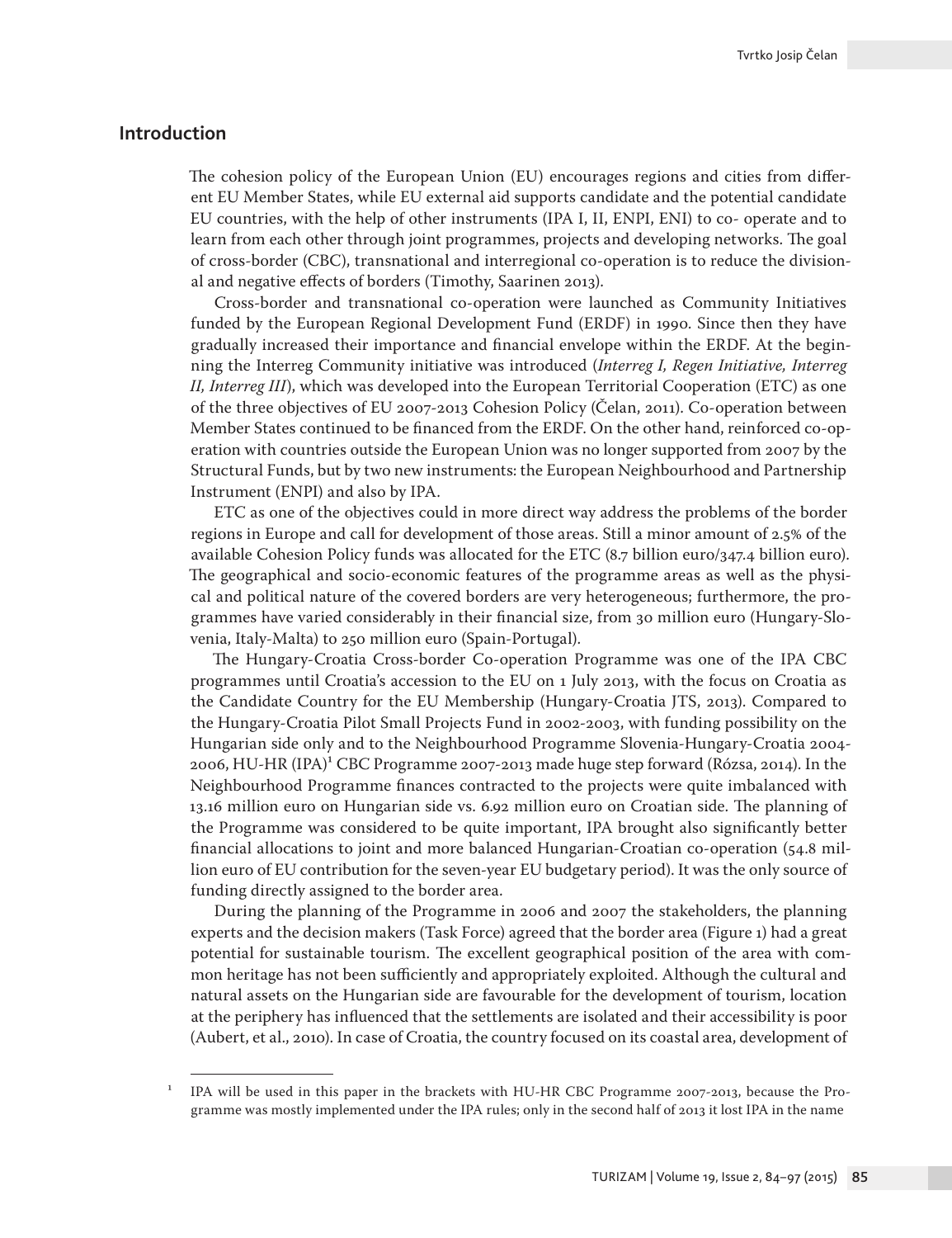## Introduction

The cohesion policy of the European Union (EU) encourages regions and cities from different EU Member States, while EU external aid supports candidate and the potential candidate EU countries, with the help of other instruments (IPA I, II, ENPI, ENI) to co- operate and to learn from each other through joint programmes, projects and developing networks. The goal of cross-border (CBC), transnational and interregional co-operation is to reduce the divisional and negative effects of borders (Timothy, Saarinen 2013).

Cross-border and transnational co-operation were launched as Community Initiatives funded by the European Regional Development Fund (ERDF) in 1990. Since then they have gradually increased their importance and financial envelope within the ERDF. At the beginning the Interreg Community initiative was introduced (*Interreg I, Regen Initiative, Interreg II, Interreg III*), which was developed into the European Territorial Cooperation (ETC) as one of the three objectives of EU 2007-2013 Cohesion Policy (Čelan, 2011). Co-operation between Member States continued to be financed from the ERDF. On the other hand, reinforced co-operation with countries outside the European Union was no longer supported from 2007 by the Structural Funds, but by two new instruments: the European Neighbourhood and Partnership Instrument (ENPI) and also by IPA.

ETC as one of the objectives could in more direct way address the problems of the border regions in Europe and call for development of those areas. Still a minor amount of 2.5% of the available Cohesion Policy funds was allocated for the ETC (8.7 billion euro/347.4 billion euro). The geographical and socio-economic features of the programme areas as well as the physical and political nature of the covered borders are very heterogeneous; furthermore, the programmes have varied considerably in their financial size, from 30 million euro (Hungary-Slovenia, Italy-Malta) to 250 million euro (Spain-Portugal).

The Hungary-Croatia Cross-border Co-operation Programme was one of the IPA CBC programmes until Croatia's accession to the EU on 1 July 2013, with the focus on Croatia as the Candidate Country for the EU Membership (Hungary-Croatia JTS, 2013). Compared to the Hungary-Croatia Pilot Small Projects Fund in 2002-2003, with funding possibility on the Hungarian side only and to the Neighbourhood Programme Slovenia-Hungary-Croatia 2004-2006, HU-HR (IPA)[1] CBC Programme 2007-2013 made huge step forward (Rózsa, 2014). In the Neighbourhood Programme finances contracted to the projects were quite imbalanced with 13.16 million euro on Hungarian side vs. 6.92 million euro on Croatian side. The planning of the Programme was considered to be quite important, IPA brought also significantly better financial allocations to joint and more balanced Hungarian-Croatian co-operation (54.8 million euro of EU contribution for the seven-year EU budgetary period). It was the only source of funding directly assigned to the border area.

During the planning of the Programme in 2006 and 2007 the stakeholders, the planning experts and the decision makers (Task Force) agreed that the border area (Figure 1) had a great potential for sustainable tourism. The excellent geographical position of the area with common heritage has not been sufficiently and appropriately exploited. Although the cultural and natural assets on the Hungarian side are favourable for the development of tourism, location at the periphery has influenced that the settlements are isolated and their accessibility is poor (Aubert, et al., 2010). In case of Croatia, the country focused on its coastal area, development of

---

[1] IPA will be used in this paper in the brackets with HU-HR CBC Programme 2007-2013, because the Programme was mostly implemented under the IPA rules; only in the second half of 2013 it lost IPA in the name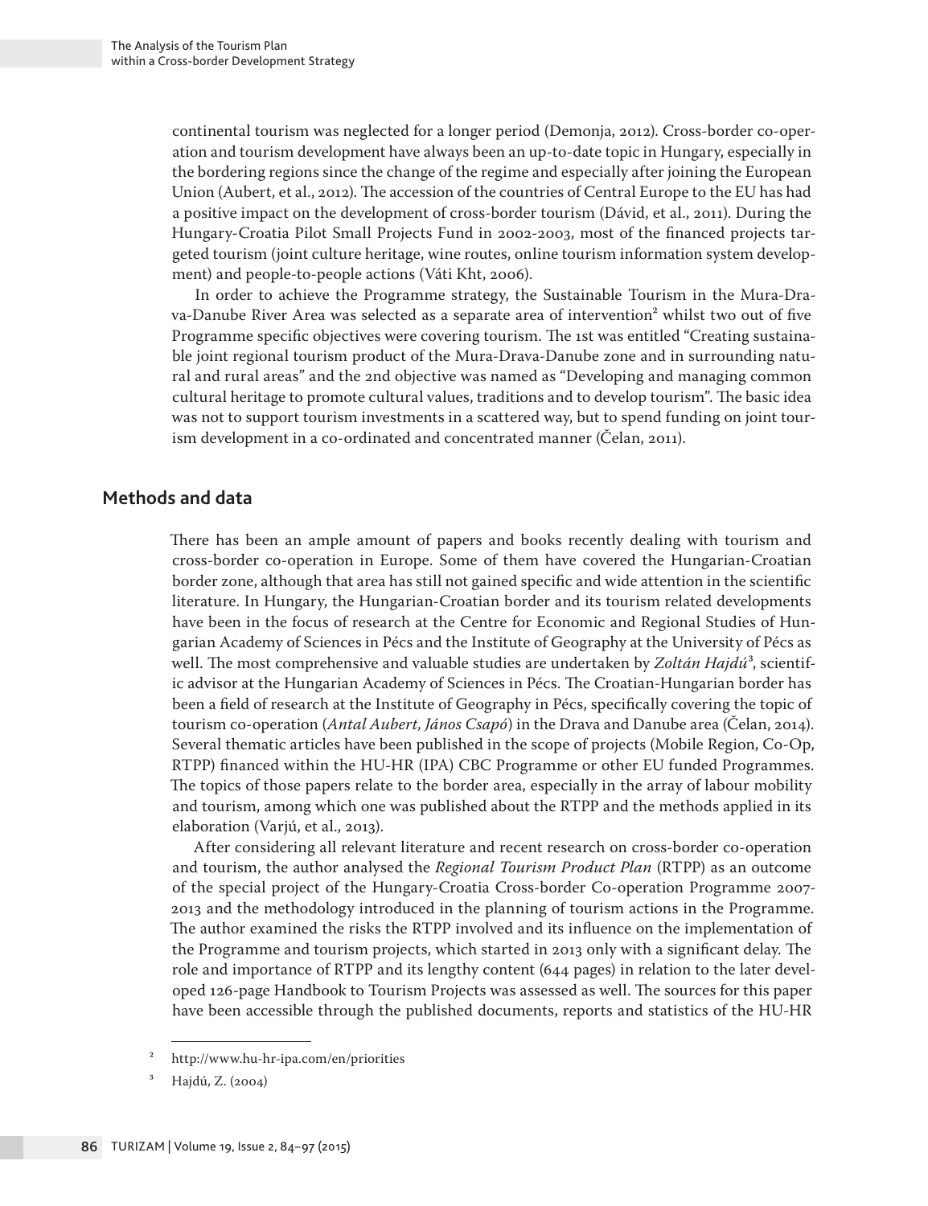continental tourism was neglected for a longer period (Demonja, 2012). Cross-border co-operation and tourism development have always been an up-to-date topic in Hungary, especially in the bordering regions since the change of the regime and especially after joining the European Union (Aubert, et al., 2012). The accession of the countries of Central Europe to the EU has had a positive impact on the development of cross-border tourism (Dávid, et al., 2011). During the Hungary-Croatia Pilot Small Projects Fund in 2002-2003, most of the financed projects targeted tourism (joint culture heritage, wine routes, online tourism information system development) and people-to-people actions (Váti Kht, 2006).

In order to achieve the Programme strategy, the Sustainable Tourism in the Mura-Drava-Danube River Area was selected as a separate area of intervention[2] whilst two out of five Programme specific objectives were covering tourism. The 1st was entitled "Creating sustainable joint regional tourism product of the Mura-Drava-Danube zone and in surrounding natural and rural areas" and the 2nd objective was named as "Developing and managing common cultural heritage to promote cultural values, traditions and to develop tourism". The basic idea was not to support tourism investments in a scattered way, but to spend funding on joint tourism development in a co-ordinated and concentrated manner (Čelan, 2011).

## Methods and data

There has been an ample amount of papers and books recently dealing with tourism and cross-border co-operation in Europe. Some of them have covered the Hungarian-Croatian border zone, although that area has still not gained specific and wide attention in the scientific literature. In Hungary, the Hungarian-Croatian border and its tourism related developments have been in the focus of research at the Centre for Economic and Regional Studies of Hungarian Academy of Sciences in Pécs and the Institute of Geography at the University of Pécs as well. The most comprehensive and valuable studies are undertaken by *Zoltán Hajdú*[3], scientific advisor at the Hungarian Academy of Sciences in Pécs. The Croatian-Hungarian border has been a field of research at the Institute of Geography in Pécs, specifically covering the topic of tourism co-operation (*Antal Aubert, János Csapó*) in the Drava and Danube area (Čelan, 2014). Several thematic articles have been published in the scope of projects (Mobile Region, Co-Op, RTPP) financed within the HU-HR (IPA) CBC Programme or other EU funded Programmes. The topics of those papers relate to the border area, especially in the array of labour mobility and tourism, among which one was published about the RTPP and the methods applied in its elaboration (Varjú, et al., 2013).

After considering all relevant literature and recent research on cross-border co-operation and tourism, the author analysed the *Regional Tourism Product Plan* (RTPP) as an outcome of the special project of the Hungary-Croatia Cross-border Co-operation Programme 2007-2013 and the methodology introduced in the planning of tourism actions in the Programme. The author examined the risks the RTPP involved and its influence on the implementation of the Programme and tourism projects, which started in 2013 only with a significant delay. The role and importance of RTPP and its lengthy content (644 pages) in relation to the later developed 126-page Handbook to Tourism Projects was assessed as well. The sources for this paper have been accessible through the published documents, reports and statistics of the HU-HR

---

[2] http://www.hu-hr-ipa.com/en/priorities

[3] Hajdú, Z. (2004)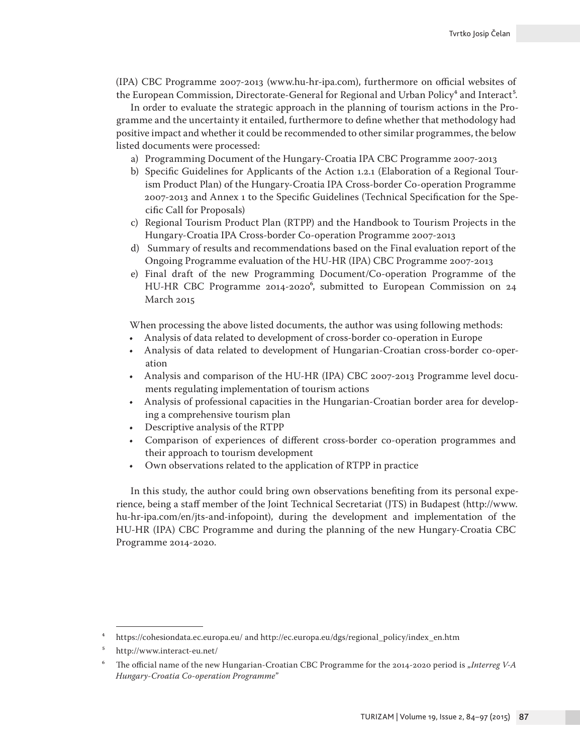(IPA) CBC Programme 2007-2013 (www.hu-hr-ipa.com), furthermore on official websites of the European Commission, Directorate-General for Regional and Urban Policy[4] and Interact[5].

In order to evaluate the strategic approach in the planning of tourism actions in the Programme and the uncertainty it entailed, furthermore to define whether that methodology had positive impact and whether it could be recommended to other similar programmes, the below listed documents were processed:

a) Programming Document of the Hungary-Croatia IPA CBC Programme 2007-2013
b) Specific Guidelines for Applicants of the Action 1.2.1 (Elaboration of a Regional Tourism Product Plan) of the Hungary-Croatia IPA Cross-border Co-operation Programme 2007-2013 and Annex 1 to the Specific Guidelines (Technical Specification for the Specific Call for Proposals)
c) Regional Tourism Product Plan (RTPP) and the Handbook to Tourism Projects in the Hungary-Croatia IPA Cross-border Co-operation Programme 2007-2013
d) Summary of results and recommendations based on the Final evaluation report of the Ongoing Programme evaluation of the HU-HR (IPA) CBC Programme 2007-2013
e) Final draft of the new Programming Document/Co-operation Programme of the HU-HR CBC Programme 2014-2020[6], submitted to European Commission on 24 March 2015

When processing the above listed documents, the author was using following methods:

- Analysis of data related to development of cross-border co-operation in Europe
- Analysis of data related to development of Hungarian-Croatian cross-border co-operation
- Analysis and comparison of the HU-HR (IPA) CBC 2007-2013 Programme level documents regulating implementation of tourism actions
- Analysis of professional capacities in the Hungarian-Croatian border area for developing a comprehensive tourism plan
- Descriptive analysis of the RTPP
- Comparison of experiences of different cross-border co-operation programmes and their approach to tourism development
- Own observations related to the application of RTPP in practice

In this study, the author could bring own observations benefiting from its personal experience, being a staff member of the Joint Technical Secretariat (JTS) in Budapest (http://www.hu-hr-ipa.com/en/jts-and-infopoint), during the development and implementation of the HU-HR (IPA) CBC Programme and during the planning of the new Hungary-Croatia CBC Programme 2014-2020.

---

[4] https://cohesiondata.ec.europa.eu/ and http://ec.europa.eu/dgs/regional_policy/index_en.htm

[5] http://www.interact-eu.net/

[6] The official name of the new Hungarian-Croatian CBC Programme for the 2014-2020 period is *„Interreg V-A Hungary-Croatia Co-operation Programme"*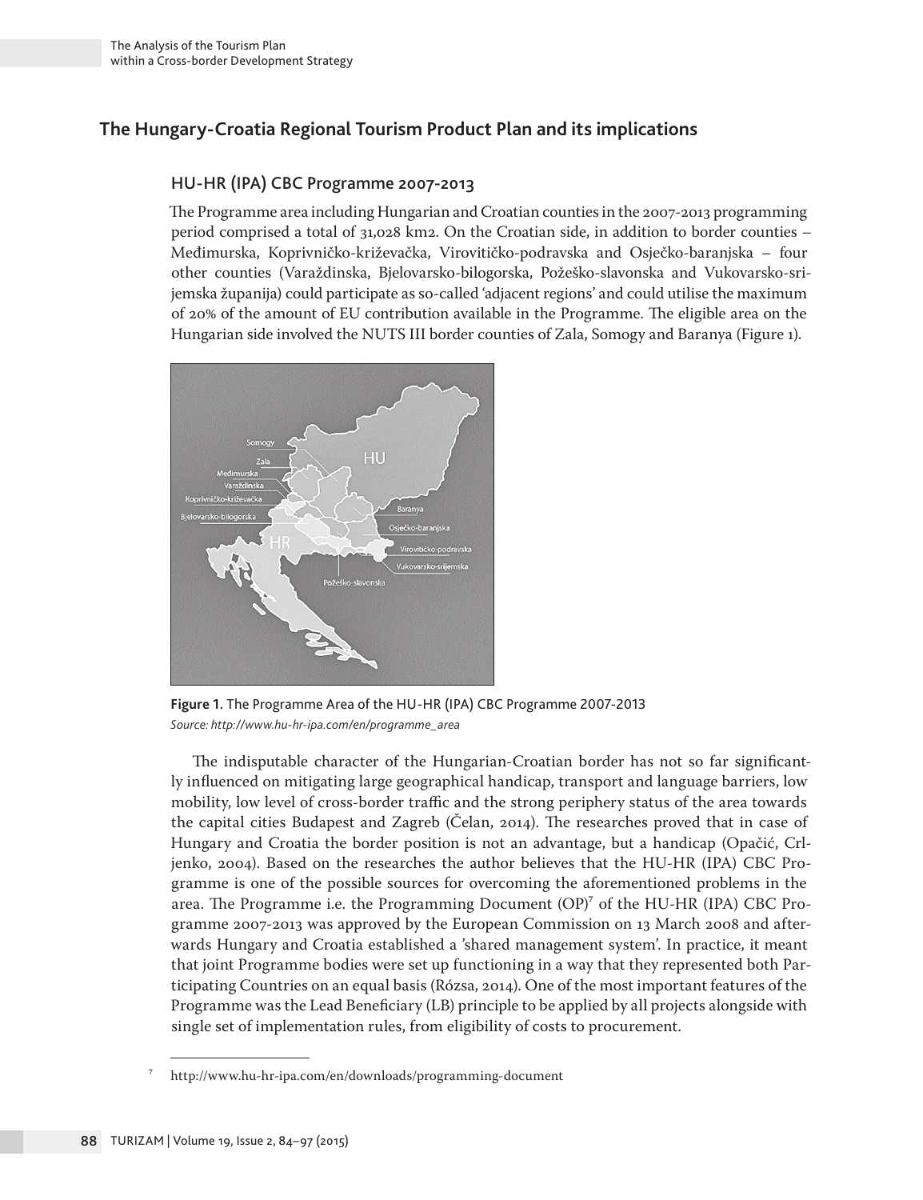## The Hungary-Croatia Regional Tourism Product Plan and its implications

### HU-HR (IPA) CBC Programme 2007-2013

The Programme area including Hungarian and Croatian counties in the 2007-2013 programming period comprised a total of 31,028 km2. On the Croatian side, in addition to border counties – Međimurska, Koprivničko-križevačka, Virovitičko-podravska and Osječko-baranjska – four other counties (Varaždinska, Bjelovarsko-bilogorska, Požeško-slavonska and Vukovarsko-srijemska županija) could participate as so-called 'adjacent regions' and could utilise the maximum of 20% of the amount of EU contribution available in the Programme. The eligible area on the Hungarian side involved the NUTS III border counties of Zala, Somogy and Baranya (Figure 1).

**Figure 1.** The Programme Area of the HU-HR (IPA) CBC Programme 2007-2013
*Source: http://www.hu-hr-ipa.com/en/programme_area*

The indisputable character of the Hungarian-Croatian border has not so far significantly influenced on mitigating large geographical handicap, transport and language barriers, low mobility, low level of cross-border traffic and the strong periphery status of the area towards the capital cities Budapest and Zagreb (Čelan, 2014). The researches proved that in case of Hungary and Croatia the border position is not an advantage, but a handicap (Opačić, Crljenko, 2004). Based on the researches the author believes that the HU-HR (IPA) CBC Programme is one of the possible sources for overcoming the aforementioned problems in the area. The Programme i.e. the Programming Document (OP)[7] of the HU-HR (IPA) CBC Programme 2007-2013 was approved by the European Commission on 13 March 2008 and afterwards Hungary and Croatia established a 'shared management system'. In practice, it meant that joint Programme bodies were set up functioning in a way that they represented both Participating Countries on an equal basis (Rózsa, 2014). One of the most important features of the Programme was the Lead Beneficiary (LB) principle to be applied by all projects alongside with single set of implementation rules, from eligibility of costs to procurement.

[7] http://www.hu-hr-ipa.com/en/downloads/programming-document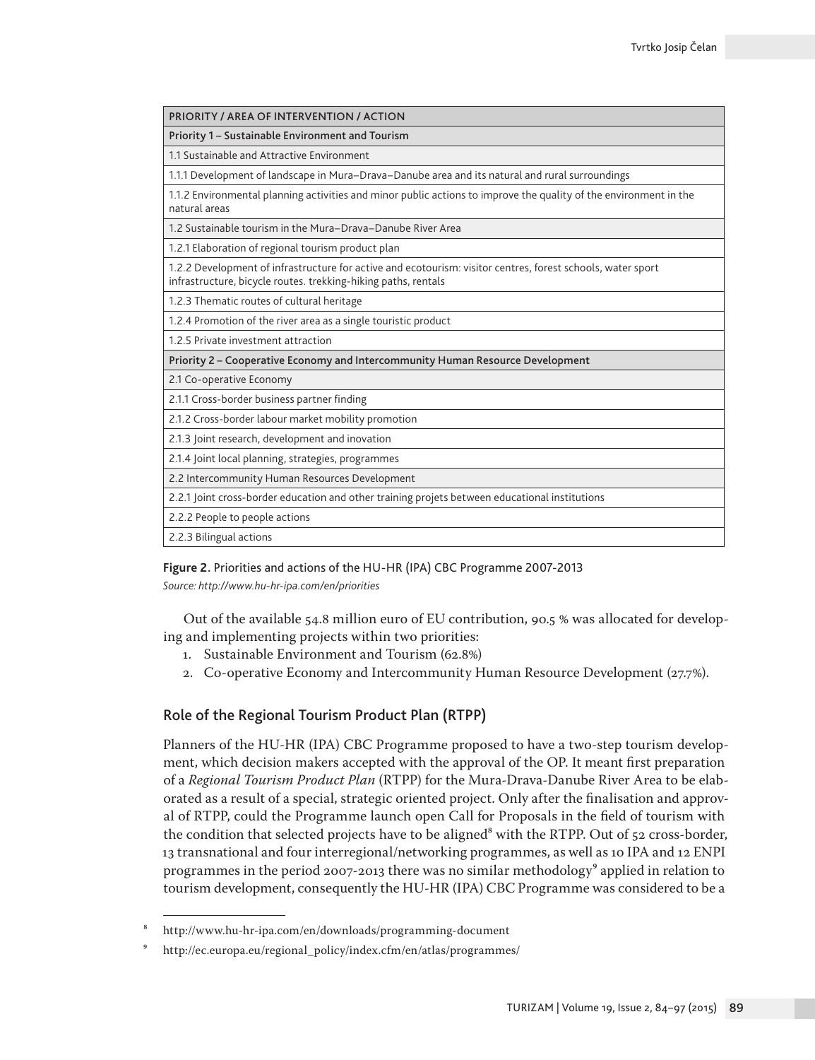| PRIORITY / AREA OF INTERVENTION / ACTION |
|---|
| **Priority 1 – Sustainable Environment and Tourism** |
| 1.1 Sustainable and Attractive Environment |
| 1.1.1 Development of landscape in Mura–Drava–Danube area and its natural and rural surroundings |
| 1.1.2 Environmental planning activities and minor public actions to improve the quality of the environment in the natural areas |
| 1.2 Sustainable tourism in the Mura–Drava–Danube River Area |
| 1.2.1 Elaboration of regional tourism product plan |
| 1.2.2 Development of infrastructure for active and ecotourism: visitor centres, forest schools, water sport infrastructure, bicycle routes. trekking-hiking paths, rentals |
| 1.2.3 Thematic routes of cultural heritage |
| 1.2.4 Promotion of the river area as a single touristic product |
| 1.2.5 Private investment attraction |
| **Priority 2 – Cooperative Economy and Intercommunity Human Resource Development** |
| 2.1 Co-operative Economy |
| 2.1.1 Cross-border business partner finding |
| 2.1.2 Cross-border labour market mobility promotion |
| 2.1.3 Joint research, development and inovation |
| 2.1.4 Joint local planning, strategies, programmes |
| 2.2 Intercommunity Human Resources Development |
| 2.2.1 Joint cross-border education and other training projets between educational institutions |
| 2.2.2 People to people actions |
| 2.2.3 Bilingual actions |

**Figure 2.** Priorities and actions of the HU-HR (IPA) CBC Programme 2007-2013

*Source: http://www.hu-hr-ipa.com/en/priorities*

Out of the available 54.8 million euro of EU contribution, 90.5 % was allocated for developing and implementing projects within two priorities:

1. Sustainable Environment and Tourism (62.8%)
2. Co-operative Economy and Intercommunity Human Resource Development (27.7%).

## Role of the Regional Tourism Product Plan (RTPP)

Planners of the HU-HR (IPA) CBC Programme proposed to have a two-step tourism development, which decision makers accepted with the approval of the OP. It meant first preparation of a *Regional Tourism Product Plan* (RTPP) for the Mura-Drava-Danube River Area to be elaborated as a result of a special, strategic oriented project. Only after the finalisation and approval of RTPP, could the Programme launch open Call for Proposals in the field of tourism with the condition that selected projects have to be aligned[8] with the RTPP. Out of 52 cross-border, 13 transnational and four interregional/networking programmes, as well as 10 IPA and 12 ENPI programmes in the period 2007-2013 there was no similar methodology[9] applied in relation to tourism development, consequently the HU-HR (IPA) CBC Programme was considered to be a

[8] http://www.hu-hr-ipa.com/en/downloads/programming-document

[9] http://ec.europa.eu/regional_policy/index.cfm/en/atlas/programmes/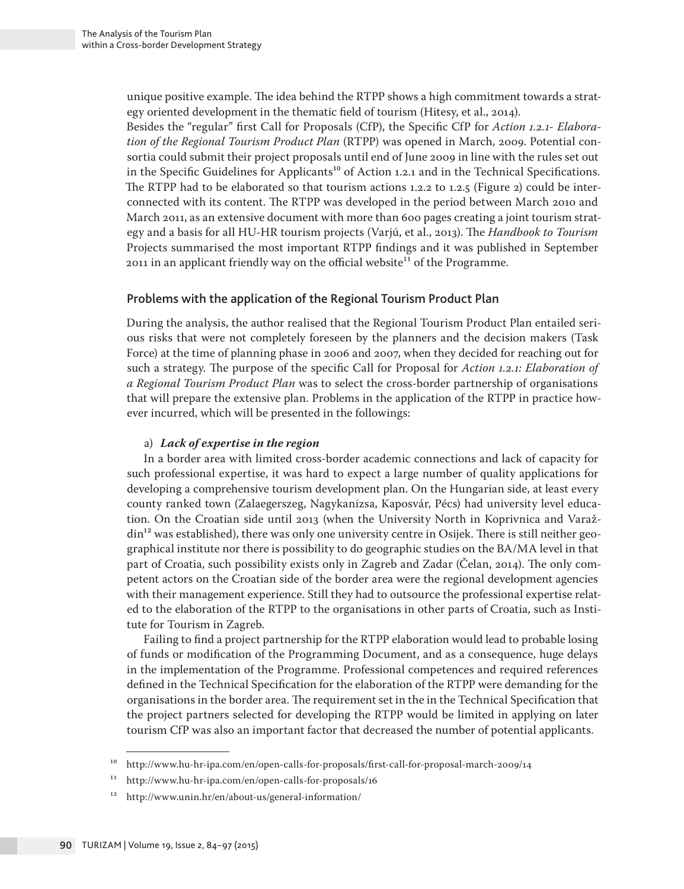unique positive example. The idea behind the RTPP shows a high commitment towards a strategy oriented development in the thematic field of tourism (Hitesy, et al., 2014).

Besides the "regular" first Call for Proposals (CfP), the Specific CfP for *Action 1.2.1- Elaboration of the Regional Tourism Product Plan* (RTPP) was opened in March, 2009. Potential consortia could submit their project proposals until end of June 2009 in line with the rules set out in the Specific Guidelines for Applicants[10] of Action 1.2.1 and in the Technical Specifications. The RTPP had to be elaborated so that tourism actions 1.2.2 to 1.2.5 (Figure 2) could be interconnected with its content. The RTPP was developed in the period between March 2010 and March 2011, as an extensive document with more than 600 pages creating a joint tourism strategy and a basis for all HU-HR tourism projects (Varjú, et al., 2013). The *Handbook to Tourism* Projects summarised the most important RTPP findings and it was published in September 2011 in an applicant friendly way on the official website[11] of the Programme.

## Problems with the application of the Regional Tourism Product Plan

During the analysis, the author realised that the Regional Tourism Product Plan entailed serious risks that were not completely foreseen by the planners and the decision makers (Task Force) at the time of planning phase in 2006 and 2007, when they decided for reaching out for such a strategy. The purpose of the specific Call for Proposal for *Action 1.2.1: Elaboration of a Regional Tourism Product Plan* was to select the cross-border partnership of organisations that will prepare the extensive plan. Problems in the application of the RTPP in practice however incurred, which will be presented in the followings:

a) ***Lack of expertise in the region***

In a border area with limited cross-border academic connections and lack of capacity for such professional expertise, it was hard to expect a large number of quality applications for developing a comprehensive tourism development plan. On the Hungarian side, at least every county ranked town (Zalaegerszeg, Nagykanizsa, Kaposvár, Pécs) had university level education. On the Croatian side until 2013 (when the University North in Koprivnica and Varaždin[12] was established), there was only one university centre in Osijek. There is still neither geographical institute nor there is possibility to do geographic studies on the BA/MA level in that part of Croatia, such possibility exists only in Zagreb and Zadar (Čelan, 2014). The only competent actors on the Croatian side of the border area were the regional development agencies with their management experience. Still they had to outsource the professional expertise related to the elaboration of the RTPP to the organisations in other parts of Croatia, such as Institute for Tourism in Zagreb.

Failing to find a project partnership for the RTPP elaboration would lead to probable losing of funds or modification of the Programming Document, and as a consequence, huge delays in the implementation of the Programme. Professional competences and required references defined in the Technical Specification for the elaboration of the RTPP were demanding for the organisations in the border area. The requirement set in the in the Technical Specification that the project partners selected for developing the RTPP would be limited in applying on later tourism CfP was also an important factor that decreased the number of potential applicants.

---

[10] http://www.hu-hr-ipa.com/en/open-calls-for-proposals/first-call-for-proposal-march-2009/14

[11] http://www.hu-hr-ipa.com/en/open-calls-for-proposals/16

[12] http://www.unin.hr/en/about-us/general-information/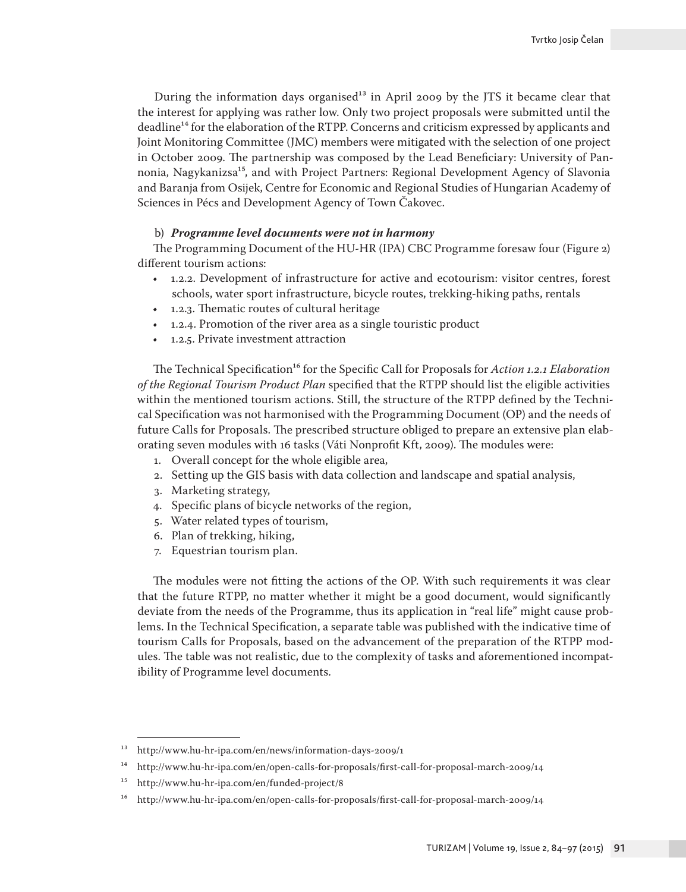During the information days organised[13] in April 2009 by the JTS it became clear that the interest for applying was rather low. Only two project proposals were submitted until the deadline[14] for the elaboration of the RTPP. Concerns and criticism expressed by applicants and Joint Monitoring Committee (JMC) members were mitigated with the selection of one project in October 2009. The partnership was composed by the Lead Beneficiary: University of Pannonia, Nagykanizsa[15], and with Project Partners: Regional Development Agency of Slavonia and Baranja from Osijek, Centre for Economic and Regional Studies of Hungarian Academy of Sciences in Pécs and Development Agency of Town Čakovec.

b) ***Programme level documents were not in harmony***

The Programming Document of the HU-HR (IPA) CBC Programme foresaw four (Figure 2) different tourism actions:

- 1.2.2. Development of infrastructure for active and ecotourism: visitor centres, forest schools, water sport infrastructure, bicycle routes, trekking-hiking paths, rentals
- 1.2.3. Thematic routes of cultural heritage
- 1.2.4. Promotion of the river area as a single touristic product
- 1.2.5. Private investment attraction

The Technical Specification[16] for the Specific Call for Proposals for *Action 1.2.1 Elaboration of the Regional Tourism Product Plan* specified that the RTPP should list the eligible activities within the mentioned tourism actions. Still, the structure of the RTPP defined by the Technical Specification was not harmonised with the Programming Document (OP) and the needs of future Calls for Proposals. The prescribed structure obliged to prepare an extensive plan elaborating seven modules with 16 tasks (Váti Nonprofit Kft, 2009). The modules were:

1. Overall concept for the whole eligible area,
2. Setting up the GIS basis with data collection and landscape and spatial analysis,
3. Marketing strategy,
4. Specific plans of bicycle networks of the region,
5. Water related types of tourism,
6. Plan of trekking, hiking,
7. Equestrian tourism plan.

The modules were not fitting the actions of the OP. With such requirements it was clear that the future RTPP, no matter whether it might be a good document, would significantly deviate from the needs of the Programme, thus its application in "real life" might cause problems. In the Technical Specification, a separate table was published with the indicative time of tourism Calls for Proposals, based on the advancement of the preparation of the RTPP modules. The table was not realistic, due to the complexity of tasks and aforementioned incompatibility of Programme level documents.

---

[13] http://www.hu-hr-ipa.com/en/news/information-days-2009/1

[14] http://www.hu-hr-ipa.com/en/open-calls-for-proposals/first-call-for-proposal-march-2009/14

[15] http://www.hu-hr-ipa.com/en/funded-project/8

[16] http://www.hu-hr-ipa.com/en/open-calls-for-proposals/first-call-for-proposal-march-2009/14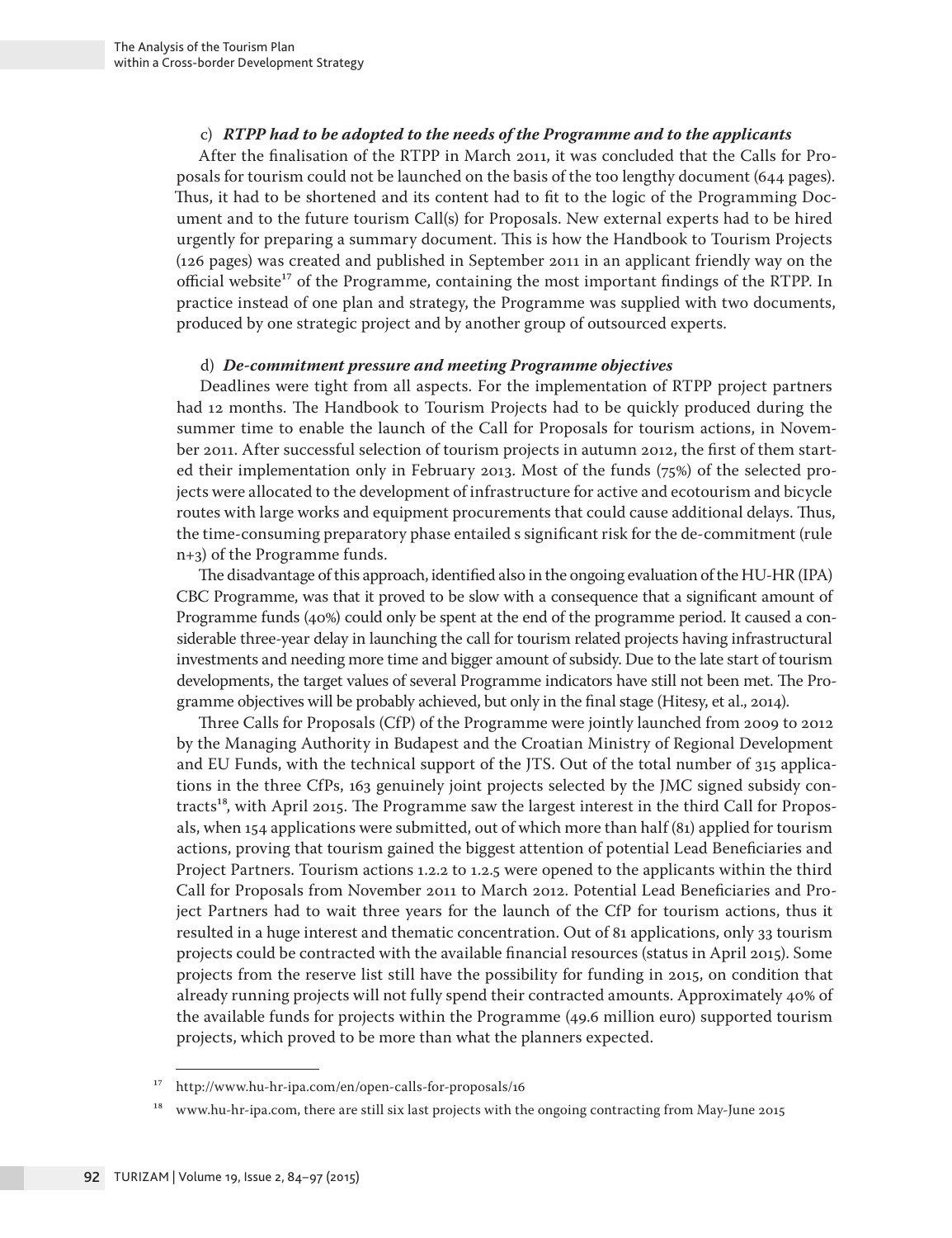c) ***RTPP had to be adopted to the needs of the Programme and to the applicants***

After the finalisation of the RTPP in March 2011, it was concluded that the Calls for Proposals for tourism could not be launched on the basis of the too lengthy document (644 pages). Thus, it had to be shortened and its content had to fit to the logic of the Programming Document and to the future tourism Call(s) for Proposals. New external experts had to be hired urgently for preparing a summary document. This is how the Handbook to Tourism Projects (126 pages) was created and published in September 2011 in an applicant friendly way on the official website[17] of the Programme, containing the most important findings of the RTPP. In practice instead of one plan and strategy, the Programme was supplied with two documents, produced by one strategic project and by another group of outsourced experts.

d) ***De-commitment pressure and meeting Programme objectives***

Deadlines were tight from all aspects. For the implementation of RTPP project partners had 12 months. The Handbook to Tourism Projects had to be quickly produced during the summer time to enable the launch of the Call for Proposals for tourism actions, in November 2011. After successful selection of tourism projects in autumn 2012, the first of them started their implementation only in February 2013. Most of the funds (75%) of the selected projects were allocated to the development of infrastructure for active and ecotourism and bicycle routes with large works and equipment procurements that could cause additional delays. Thus, the time-consuming preparatory phase entailed s significant risk for the de-commitment (rule n+3) of the Programme funds.

The disadvantage of this approach, identified also in the ongoing evaluation of the HU-HR (IPA) CBC Programme, was that it proved to be slow with a consequence that a significant amount of Programme funds (40%) could only be spent at the end of the programme period. It caused a considerable three-year delay in launching the call for tourism related projects having infrastructural investments and needing more time and bigger amount of subsidy. Due to the late start of tourism developments, the target values of several Programme indicators have still not been met. The Programme objectives will be probably achieved, but only in the final stage (Hitesy, et al., 2014).

Three Calls for Proposals (CfP) of the Programme were jointly launched from 2009 to 2012 by the Managing Authority in Budapest and the Croatian Ministry of Regional Development and EU Funds, with the technical support of the JTS. Out of the total number of 315 applications in the three CfPs, 163 genuinely joint projects selected by the JMC signed subsidy contracts[18], with April 2015. The Programme saw the largest interest in the third Call for Proposals, when 154 applications were submitted, out of which more than half (81) applied for tourism actions, proving that tourism gained the biggest attention of potential Lead Beneficiaries and Project Partners. Tourism actions 1.2.2 to 1.2.5 were opened to the applicants within the third Call for Proposals from November 2011 to March 2012. Potential Lead Beneficiaries and Project Partners had to wait three years for the launch of the CfP for tourism actions, thus it resulted in a huge interest and thematic concentration. Out of 81 applications, only 33 tourism projects could be contracted with the available financial resources (status in April 2015). Some projects from the reserve list still have the possibility for funding in 2015, on condition that already running projects will not fully spend their contracted amounts. Approximately 40% of the available funds for projects within the Programme (49.6 million euro) supported tourism projects, which proved to be more than what the planners expected.

---

[17] http://www.hu-hr-ipa.com/en/open-calls-for-proposals/16

[18] www.hu-hr-ipa.com, there are still six last projects with the ongoing contracting from May-June 2015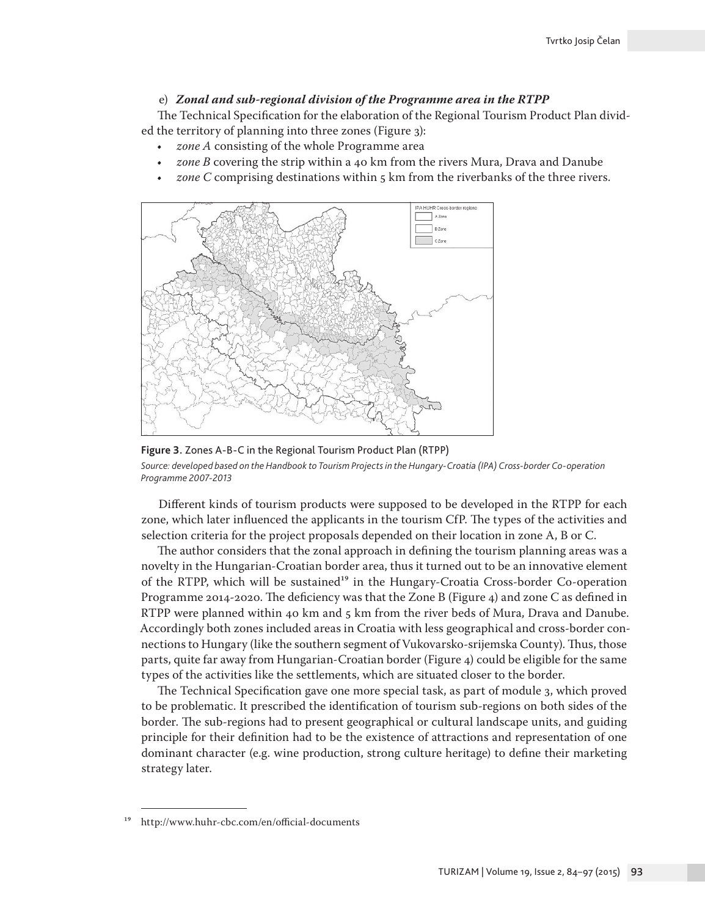e) ***Zonal and sub-regional division of the Programme area in the RTPP***

The Technical Specification for the elaboration of the Regional Tourism Product Plan divided the territory of planning into three zones (Figure 3):

- *zone A* consisting of the whole Programme area
- *zone B* covering the strip within a 40 km from the rivers Mura, Drava and Danube
- *zone C* comprising destinations within 5 km from the riverbanks of the three rivers.

**Figure 3.** Zones A-B-C in the Regional Tourism Product Plan (RTPP)

*Source: developed based on the Handbook to Tourism Projects in the Hungary-Croatia (IPA) Cross-border Co-operation Programme 2007-2013*

Different kinds of tourism products were supposed to be developed in the RTPP for each zone, which later influenced the applicants in the tourism CfP. The types of the activities and selection criteria for the project proposals depended on their location in zone A, B or C.

The author considers that the zonal approach in defining the tourism planning areas was a novelty in the Hungarian-Croatian border area, thus it turned out to be an innovative element of the RTPP, which will be sustained[19] in the Hungary-Croatia Cross-border Co-operation Programme 2014-2020. The deficiency was that the Zone B (Figure 4) and zone C as defined in RTPP were planned within 40 km and 5 km from the river beds of Mura, Drava and Danube. Accordingly both zones included areas in Croatia with less geographical and cross-border connections to Hungary (like the southern segment of Vukovarsko-srijemska County). Thus, those parts, quite far away from Hungarian-Croatian border (Figure 4) could be eligible for the same types of the activities like the settlements, which are situated closer to the border.

The Technical Specification gave one more special task, as part of module 3, which proved to be problematic. It prescribed the identification of tourism sub-regions on both sides of the border. The sub-regions had to present geographical or cultural landscape units, and guiding principle for their definition had to be the existence of attractions and representation of one dominant character (e.g. wine production, strong culture heritage) to define their marketing strategy later.

[19] http://www.huhr-cbc.com/en/official-documents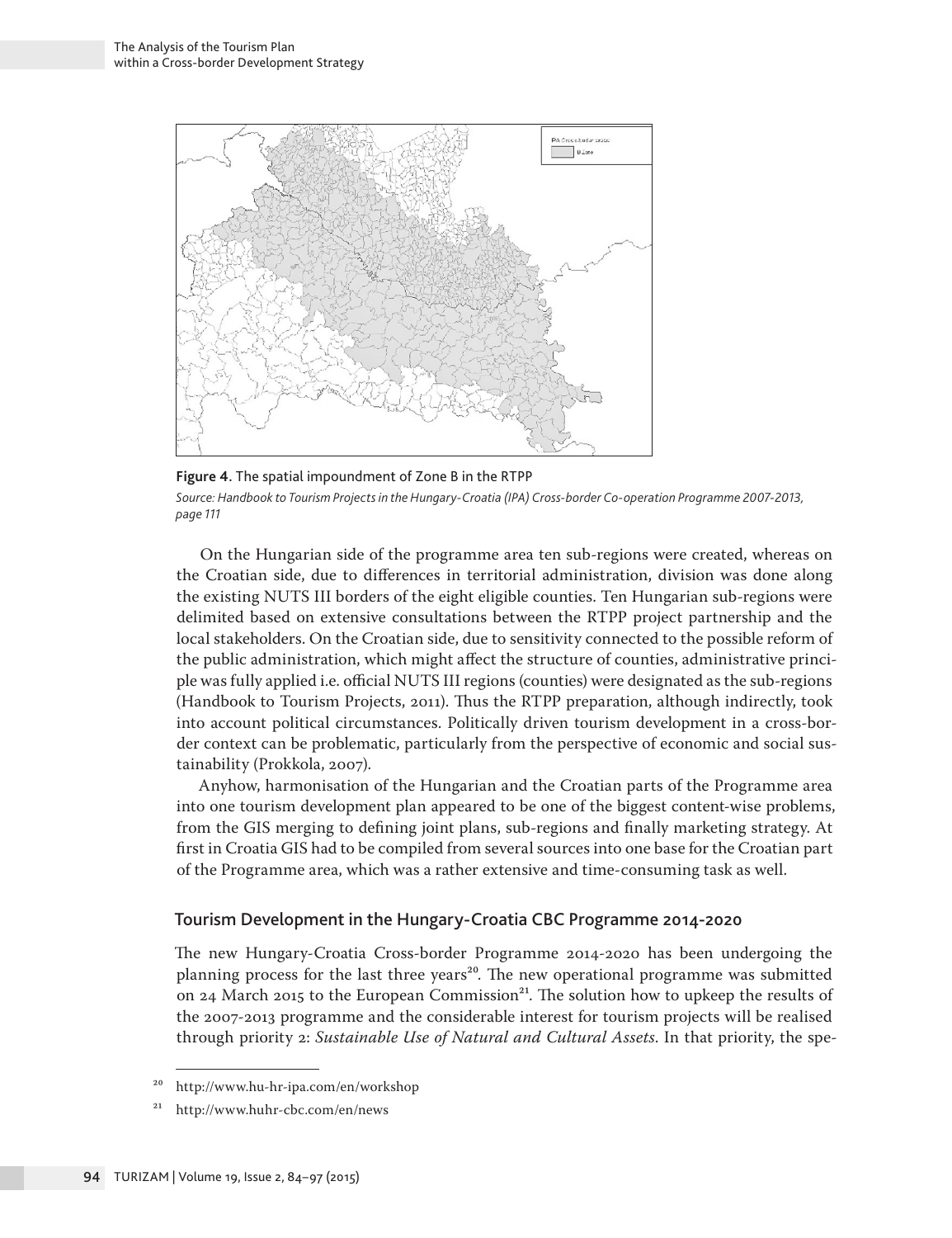**Figure 4.** The spatial impoundment of Zone B in the RTPP

*Source: Handbook to Tourism Projects in the Hungary-Croatia (IPA) Cross-border Co-operation Programme 2007-2013, page 111*

On the Hungarian side of the programme area ten sub-regions were created, whereas on the Croatian side, due to differences in territorial administration, division was done along the existing NUTS III borders of the eight eligible counties. Ten Hungarian sub-regions were delimited based on extensive consultations between the RTPP project partnership and the local stakeholders. On the Croatian side, due to sensitivity connected to the possible reform of the public administration, which might affect the structure of counties, administrative principle was fully applied i.e. official NUTS III regions (counties) were designated as the sub-regions (Handbook to Tourism Projects, 2011). Thus the RTPP preparation, although indirectly, took into account political circumstances. Politically driven tourism development in a cross-border context can be problematic, particularly from the perspective of economic and social sustainability (Prokkola, 2007).

Anyhow, harmonisation of the Hungarian and the Croatian parts of the Programme area into one tourism development plan appeared to be one of the biggest content-wise problems, from the GIS merging to defining joint plans, sub-regions and finally marketing strategy. At first in Croatia GIS had to be compiled from several sources into one base for the Croatian part of the Programme area, which was a rather extensive and time-consuming task as well.

### Tourism Development in the Hungary-Croatia CBC Programme 2014-2020

The new Hungary-Croatia Cross-border Programme 2014-2020 has been undergoing the planning process for the last three years[20]. The new operational programme was submitted on 24 March 2015 to the European Commission[21]. The solution how to upkeep the results of the 2007-2013 programme and the considerable interest for tourism projects will be realised through priority 2: *Sustainable Use of Natural and Cultural Assets.* In that priority, the spe-

---

[20] http://www.hu-hr-ipa.com/en/workshop

[21] http://www.huhr-cbc.com/en/news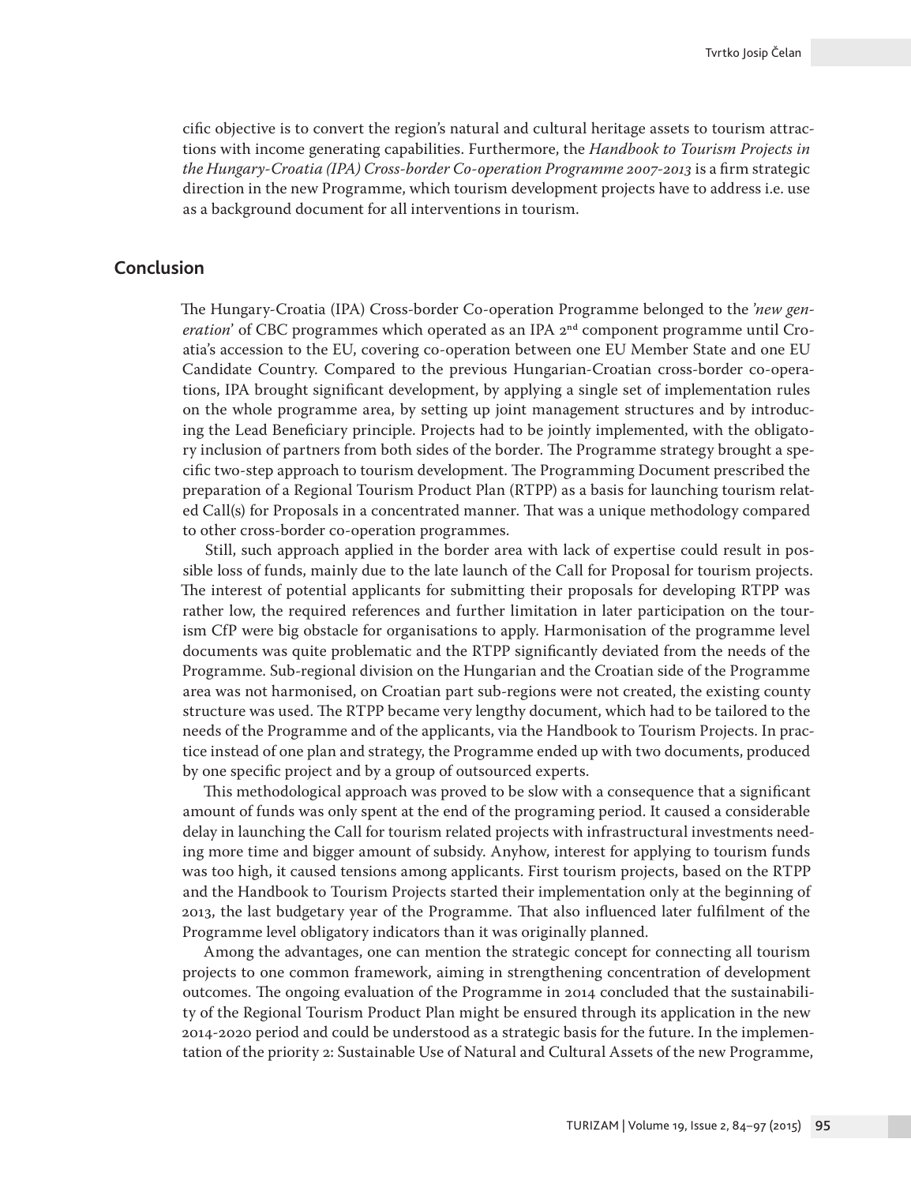cific objective is to convert the region's natural and cultural heritage assets to tourism attractions with income generating capabilities. Furthermore, the *Handbook to Tourism Projects in the Hungary-Croatia (IPA) Cross-border Co-operation Programme 2007-2013* is a firm strategic direction in the new Programme, which tourism development projects have to address i.e. use as a background document for all interventions in tourism.

## Conclusion

The Hungary-Croatia (IPA) Cross-border Co-operation Programme belonged to the *'new generation'* of CBC programmes which operated as an IPA 2nd component programme until Croatia's accession to the EU, covering co-operation between one EU Member State and one EU Candidate Country. Compared to the previous Hungarian-Croatian cross-border co-operations, IPA brought significant development, by applying a single set of implementation rules on the whole programme area, by setting up joint management structures and by introducing the Lead Beneficiary principle. Projects had to be jointly implemented, with the obligatory inclusion of partners from both sides of the border. The Programme strategy brought a specific two-step approach to tourism development. The Programming Document prescribed the preparation of a Regional Tourism Product Plan (RTPP) as a basis for launching tourism related Call(s) for Proposals in a concentrated manner. That was a unique methodology compared to other cross-border co-operation programmes.

Still, such approach applied in the border area with lack of expertise could result in possible loss of funds, mainly due to the late launch of the Call for Proposal for tourism projects. The interest of potential applicants for submitting their proposals for developing RTPP was rather low, the required references and further limitation in later participation on the tourism CfP were big obstacle for organisations to apply. Harmonisation of the programme level documents was quite problematic and the RTPP significantly deviated from the needs of the Programme. Sub-regional division on the Hungarian and the Croatian side of the Programme area was not harmonised, on Croatian part sub-regions were not created, the existing county structure was used. The RTPP became very lengthy document, which had to be tailored to the needs of the Programme and of the applicants, via the Handbook to Tourism Projects. In practice instead of one plan and strategy, the Programme ended up with two documents, produced by one specific project and by a group of outsourced experts.

This methodological approach was proved to be slow with a consequence that a significant amount of funds was only spent at the end of the programing period. It caused a considerable delay in launching the Call for tourism related projects with infrastructural investments needing more time and bigger amount of subsidy. Anyhow, interest for applying to tourism funds was too high, it caused tensions among applicants. First tourism projects, based on the RTPP and the Handbook to Tourism Projects started their implementation only at the beginning of 2013, the last budgetary year of the Programme. That also influenced later fulfilment of the Programme level obligatory indicators than it was originally planned.

Among the advantages, one can mention the strategic concept for connecting all tourism projects to one common framework, aiming in strengthening concentration of development outcomes. The ongoing evaluation of the Programme in 2014 concluded that the sustainability of the Regional Tourism Product Plan might be ensured through its application in the new 2014-2020 period and could be understood as a strategic basis for the future. In the implementation of the priority 2: Sustainable Use of Natural and Cultural Assets of the new Programme,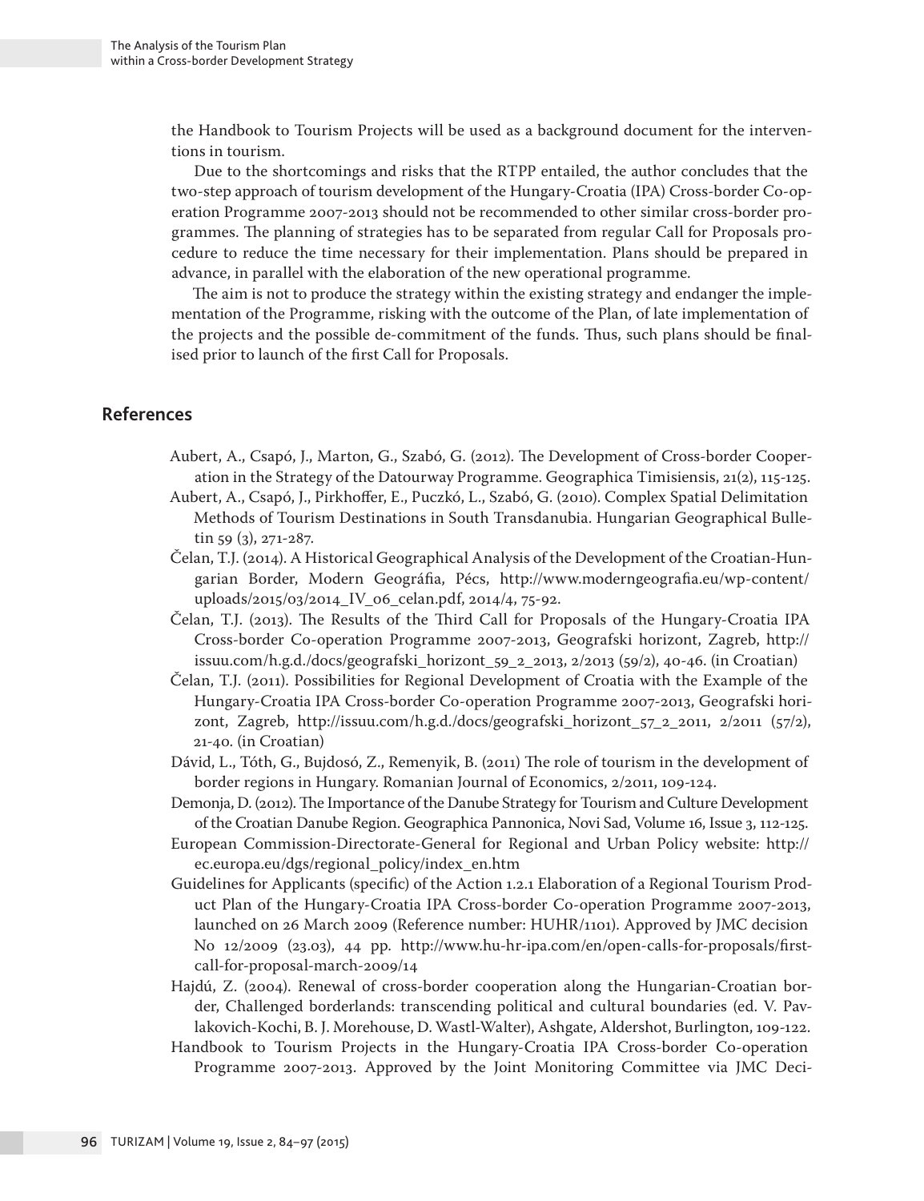the Handbook to Tourism Projects will be used as a background document for the interventions in tourism.

Due to the shortcomings and risks that the RTPP entailed, the author concludes that the two-step approach of tourism development of the Hungary-Croatia (IPA) Cross-border Co-operation Programme 2007-2013 should not be recommended to other similar cross-border programmes. The planning of strategies has to be separated from regular Call for Proposals procedure to reduce the time necessary for their implementation. Plans should be prepared in advance, in parallel with the elaboration of the new operational programme.

The aim is not to produce the strategy within the existing strategy and endanger the implementation of the Programme, risking with the outcome of the Plan, of late implementation of the projects and the possible de-commitment of the funds. Thus, such plans should be finalised prior to launch of the first Call for Proposals.

## References

Aubert, A., Csapó, J., Marton, G., Szabó, G. (2012). The Development of Cross-border Cooperation in the Strategy of the Datourway Programme. Geographica Timisiensis, 21(2), 115-125.

Aubert, A., Csapó, J., Pirkhoffer, E., Puczkó, L., Szabó, G. (2010). Complex Spatial Delimitation Methods of Tourism Destinations in South Transdanubia. Hungarian Geographical Bulletin 59 (3), 271-287.

Čelan, T.J. (2014). A Historical Geographical Analysis of the Development of the Croatian-Hungarian Border, Modern Geográfia, Pécs, http://www.moderngeografia.eu/wp-content/uploads/2015/03/2014_IV_06_celan.pdf, 2014/4, 75-92.

Čelan, T.J. (2013). The Results of the Third Call for Proposals of the Hungary-Croatia IPA Cross-border Co-operation Programme 2007-2013, Geografski horizont, Zagreb, http://issuu.com/h.g.d./docs/geografski_horizont_59_2_2013, 2/2013 (59/2), 40-46. (in Croatian)

Čelan, T.J. (2011). Possibilities for Regional Development of Croatia with the Example of the Hungary-Croatia IPA Cross-border Co-operation Programme 2007-2013, Geografski horizont, Zagreb, http://issuu.com/h.g.d./docs/geografski_horizont_57_2_2011, 2/2011 (57/2), 21-40. (in Croatian)

Dávid, L., Tóth, G., Bujdosó, Z., Remenyik, B. (2011) The role of tourism in the development of border regions in Hungary. Romanian Journal of Economics, 2/2011, 109-124.

Demonja, D. (2012). The Importance of the Danube Strategy for Tourism and Culture Development of the Croatian Danube Region. Geographica Pannonica, Novi Sad, Volume 16, Issue 3, 112-125.

European Commission-Directorate-General for Regional and Urban Policy website: http://ec.europa.eu/dgs/regional_policy/index_en.htm

Guidelines for Applicants (specific) of the Action 1.2.1 Elaboration of a Regional Tourism Product Plan of the Hungary-Croatia IPA Cross-border Co-operation Programme 2007-2013, launched on 26 March 2009 (Reference number: HUHR/1101). Approved by JMC decision No 12/2009 (23.03), 44 pp. http://www.hu-hr-ipa.com/en/open-calls-for-proposals/first-call-for-proposal-march-2009/14

Hajdú, Z. (2004). Renewal of cross-border cooperation along the Hungarian-Croatian border, Challenged borderlands: transcending political and cultural boundaries (ed. V. Pavlakovich-Kochi, B. J. Morehouse, D. Wastl-Walter), Ashgate, Aldershot, Burlington, 109-122.

Handbook to Tourism Projects in the Hungary-Croatia IPA Cross-border Co-operation Programme 2007-2013. Approved by the Joint Monitoring Committee via JMC Deci-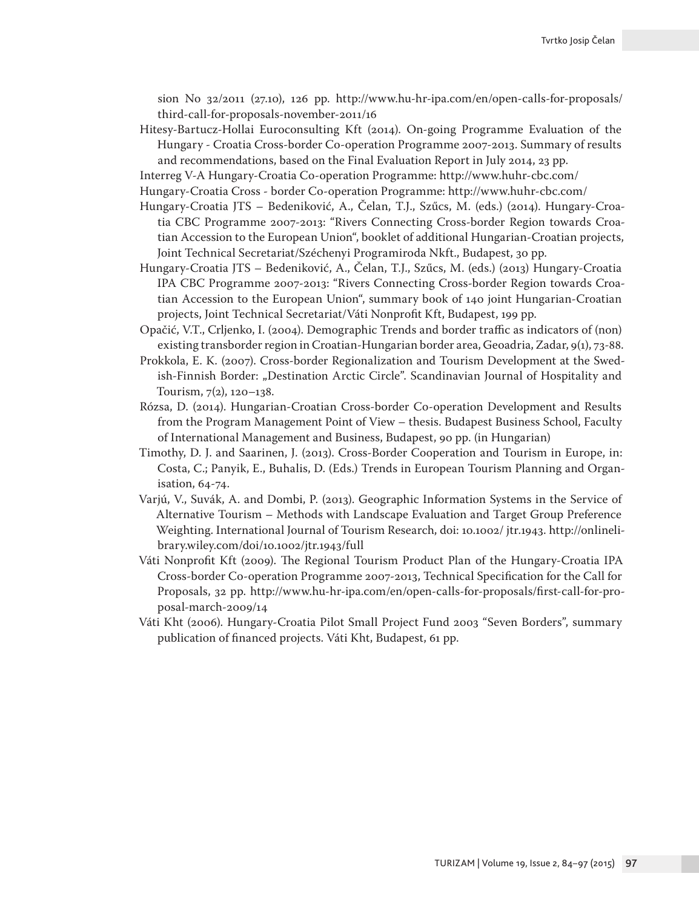sion No 32/2011 (27.10), 126 pp. http://www.hu-hr-ipa.com/en/open-calls-for-proposals/third-call-for-proposals-november-2011/16

Hitesy-Bartucz-Hollai Euroconsulting Kft (2014). On-going Programme Evaluation of the Hungary - Croatia Cross-border Co-operation Programme 2007-2013. Summary of results and recommendations, based on the Final Evaluation Report in July 2014, 23 pp.

Interreg V-A Hungary-Croatia Co-operation Programme: http://www.huhr-cbc.com/

Hungary-Croatia Cross - border Co-operation Programme: http://www.huhr-cbc.com/

Hungary-Croatia JTS – Bedeniković, A., Čelan, T.J., Szűcs, M. (eds.) (2014). Hungary-Croatia CBC Programme 2007-2013: "Rivers Connecting Cross-border Region towards Croatian Accession to the European Union", booklet of additional Hungarian-Croatian projects, Joint Technical Secretariat/Széchenyi Programiroda Nkft., Budapest, 30 pp.

Hungary-Croatia JTS – Bedeniković, A., Čelan, T.J., Szűcs, M. (eds.) (2013) Hungary-Croatia IPA CBC Programme 2007-2013: "Rivers Connecting Cross-border Region towards Croatian Accession to the European Union", summary book of 140 joint Hungarian-Croatian projects, Joint Technical Secretariat/Váti Nonprofit Kft, Budapest, 199 pp.

Opačić, V.T., Crljenko, I. (2004). Demographic Trends and border traffic as indicators of (non) existing transborder region in Croatian-Hungarian border area, Geoadria, Zadar, 9(1), 73-88.

Prokkola, E. K. (2007). Cross-border Regionalization and Tourism Development at the Swedish-Finnish Border: „Destination Arctic Circle". Scandinavian Journal of Hospitality and Tourism, 7(2), 120–138.

Rózsa, D. (2014). Hungarian-Croatian Cross-border Co-operation Development and Results from the Program Management Point of View – thesis. Budapest Business School, Faculty of International Management and Business, Budapest, 90 pp. (in Hungarian)

Timothy, D. J. and Saarinen, J. (2013). Cross-Border Cooperation and Tourism in Europe, in: Costa, C.; Panyik, E., Buhalis, D. (Eds.) Trends in European Tourism Planning and Organisation, 64-74.

Varjú, V., Suvák, A. and Dombi, P. (2013). Geographic Information Systems in the Service of Alternative Tourism – Methods with Landscape Evaluation and Target Group Preference Weighting. International Journal of Tourism Research, doi: 10.1002/ jtr.1943. http://onlinelibrary.wiley.com/doi/10.1002/jtr.1943/full

Váti Nonprofit Kft (2009). The Regional Tourism Product Plan of the Hungary-Croatia IPA Cross-border Co-operation Programme 2007-2013, Technical Specification for the Call for Proposals, 32 pp. http://www.hu-hr-ipa.com/en/open-calls-for-proposals/first-call-for-proposal-march-2009/14

Váti Kht (2006). Hungary-Croatia Pilot Small Project Fund 2003 "Seven Borders", summary publication of financed projects. Váti Kht, Budapest, 61 pp.